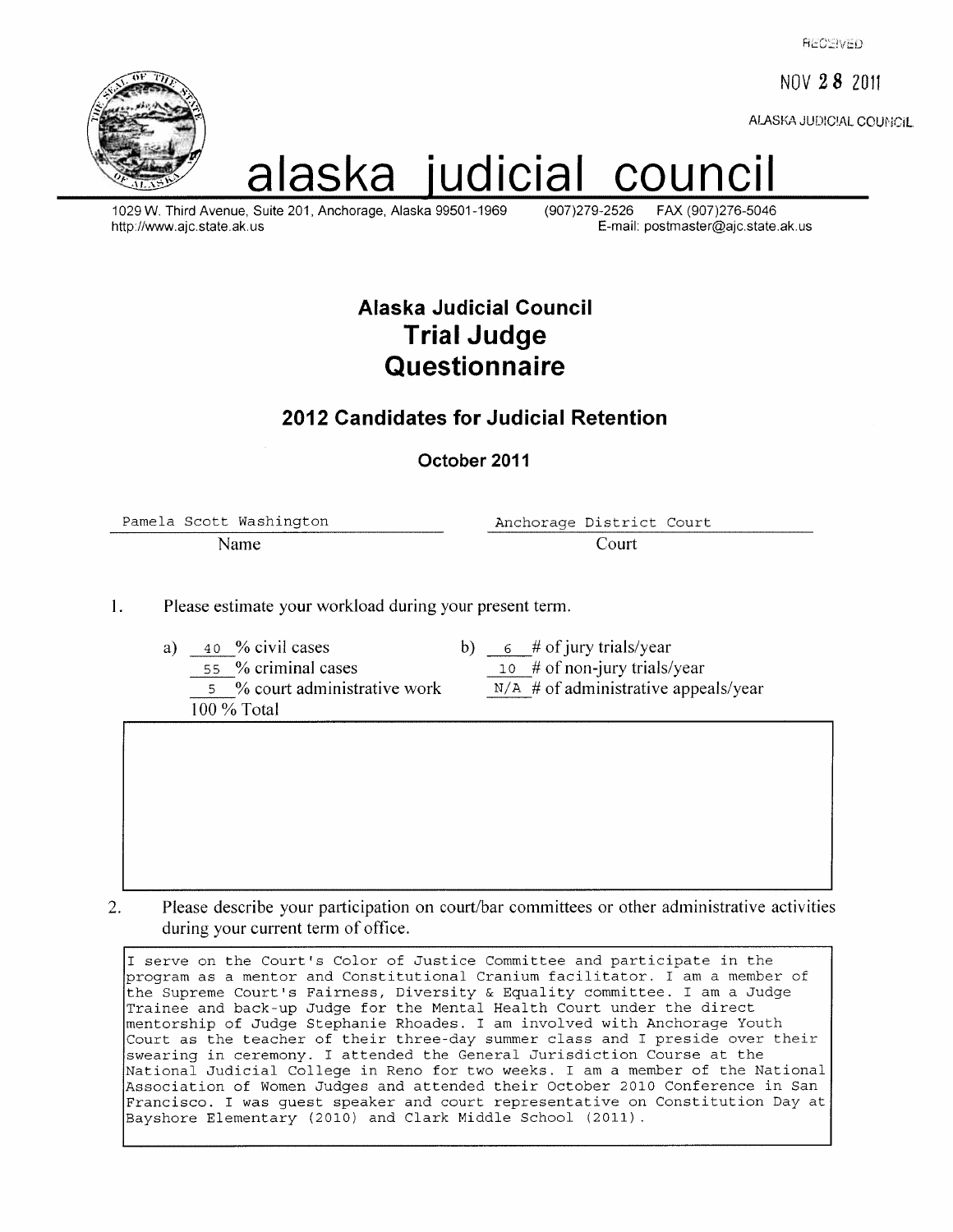RECEIVED

NOV 28 2011

ALASKA JUDICIAL COUNCIL

# alaska judicial council

1029 W. Third Avenue, Suite 201, Anchorage, Alaska 99501-1969 (907)279-2526 FAX (907)276-5046
http://www.ajc.state.ak.us E-mail: postmaster@ajc.state.ak.us

## Alaska Judicial Council
## Trial Judge Questionnaire

### 2012 Candidates for Judicial Retention

**October 2011**

Name: Pamela Scott Washington

Court: Anchorage District Court

1. Please estimate your workload during your present term.

a) 40 % civil cases
55 % criminal cases
5 % court administrative work
100 % Total

b) 6 # of jury trials/year
10 # of non-jury trials/year
N/A # of administrative appeals/year

2. Please describe your participation on court/bar committees or other administrative activities during your current term of office.

I serve on the Court's Color of Justice Committee and participate in the program as a mentor and Constitutional Cranium facilitator. I am a member of the Supreme Court's Fairness, Diversity & Equality committee. I am a Judge Trainee and back-up Judge for the Mental Health Court under the direct mentorship of Judge Stephanie Rhoades. I am involved with Anchorage Youth Court as the teacher of their three-day summer class and I preside over their swearing in ceremony. I attended the General Jurisdiction Course at the National Judicial College in Reno for two weeks. I am a member of the National Association of Women Judges and attended their October 2010 Conference in San Francisco. I was guest speaker and court representative on Constitution Day at Bayshore Elementary (2010) and Clark Middle School (2011).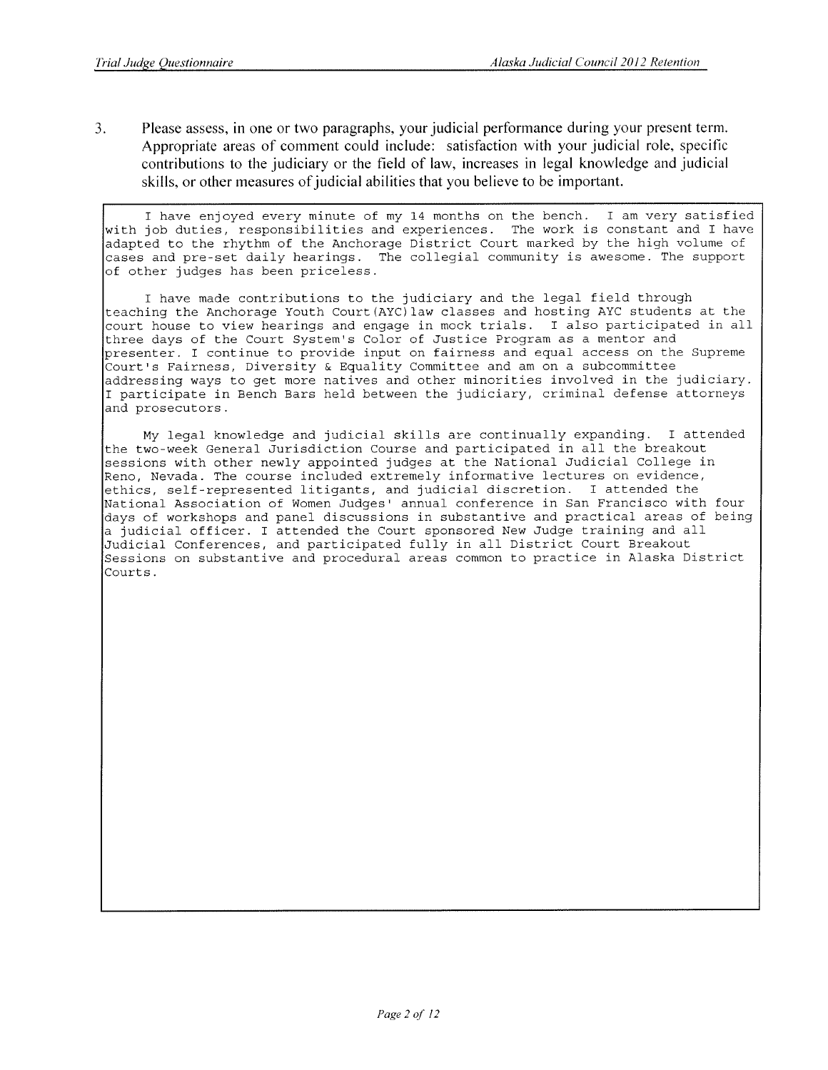3. Please assess, in one or two paragraphs, your judicial performance during your present term. Appropriate areas of comment could include: satisfaction with your judicial role, specific contributions to the judiciary or the field of law, increases in legal knowledge and judicial skills, or other measures of judicial abilities that you believe to be important.

I have enjoyed every minute of my 14 months on the bench. I am very satisfied with job duties, responsibilities and experiences. The work is constant and I have adapted to the rhythm of the Anchorage District Court marked by the high volume of cases and pre-set daily hearings. The collegial community is awesome. The support of other judges has been priceless.

I have made contributions to the judiciary and the legal field through teaching the Anchorage Youth Court(AYC)law classes and hosting AYC students at the court house to view hearings and engage in mock trials. I also participated in all three days of the Court System's Color of Justice Program as a mentor and presenter. I continue to provide input on fairness and equal access on the Supreme Court's Fairness, Diversity & Equality Committee and am on a subcommittee addressing ways to get more natives and other minorities involved in the judiciary. I participate in Bench Bars held between the judiciary, criminal defense attorneys and prosecutors.

My legal knowledge and judicial skills are continually expanding. I attended the two-week General Jurisdiction Course and participated in all the breakout sessions with other newly appointed judges at the National Judicial College in Reno, Nevada. The course included extremely informative lectures on evidence, ethics, self-represented litigants, and judicial discretion. I attended the National Association of Women Judges' annual conference in San Francisco with four days of workshops and panel discussions in substantive and practical areas of being a judicial officer. I attended the Court sponsored New Judge training and all Judicial Conferences, and participated fully in all District Court Breakout Sessions on substantive and procedural areas common to practice in Alaska District Courts.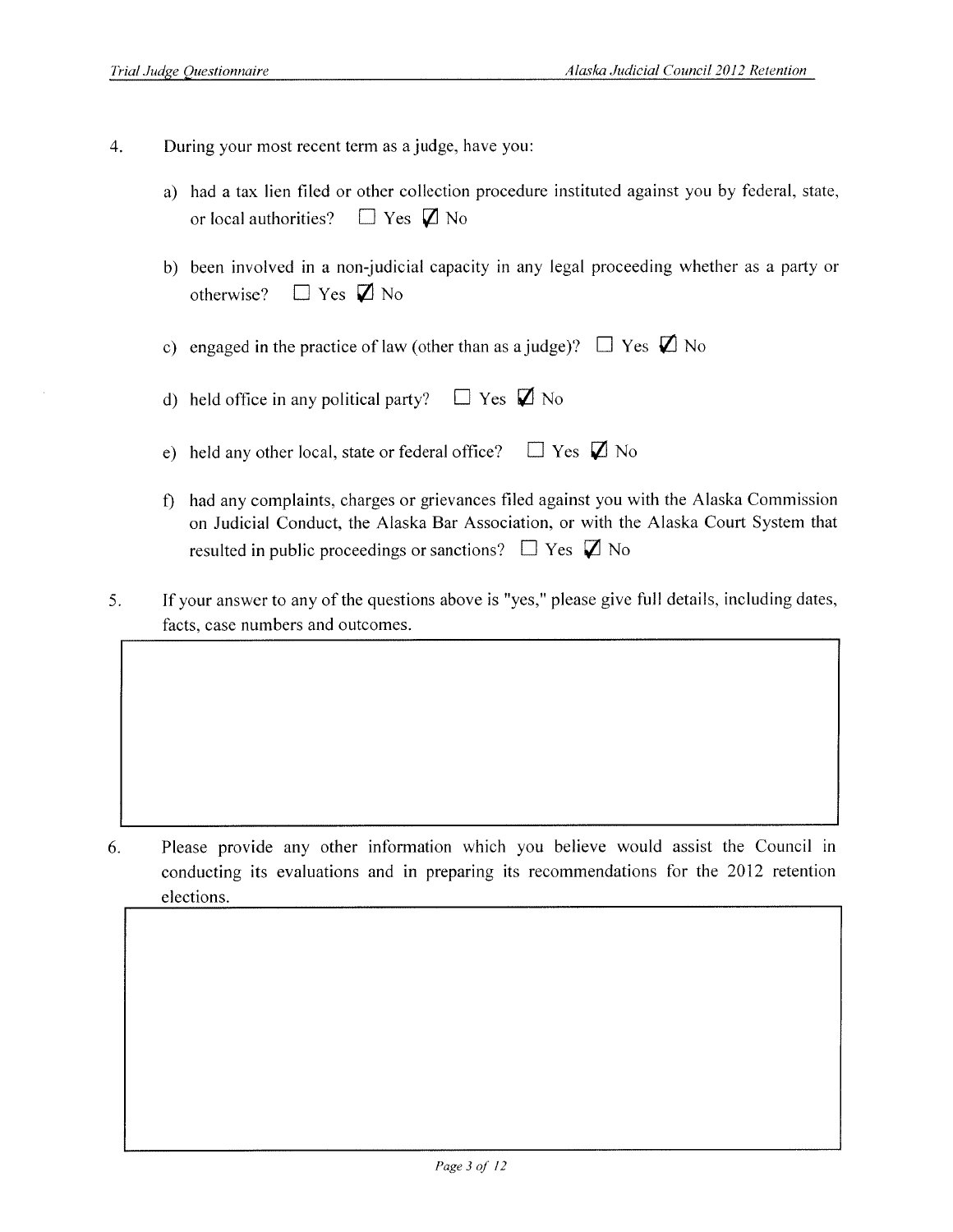4. During your most recent term as a judge, have you:

   a) had a tax lien filed or other collection procedure instituted against you by federal, state, or local authorities? ☐ Yes ☑ No

   b) been involved in a non-judicial capacity in any legal proceeding whether as a party or otherwise? ☐ Yes ☑ No

   c) engaged in the practice of law (other than as a judge)? ☐ Yes ☑ No

   d) held office in any political party? ☐ Yes ☑ No

   e) held any other local, state or federal office? ☐ Yes ☑ No

   f) had any complaints, charges or grievances filed against you with the Alaska Commission on Judicial Conduct, the Alaska Bar Association, or with the Alaska Court System that resulted in public proceedings or sanctions? ☐ Yes ☑ No

5. If your answer to any of the questions above is "yes," please give full details, including dates, facts, case numbers and outcomes.

6. Please provide any other information which you believe would assist the Council in conducting its evaluations and in preparing its recommendations for the 2012 retention elections.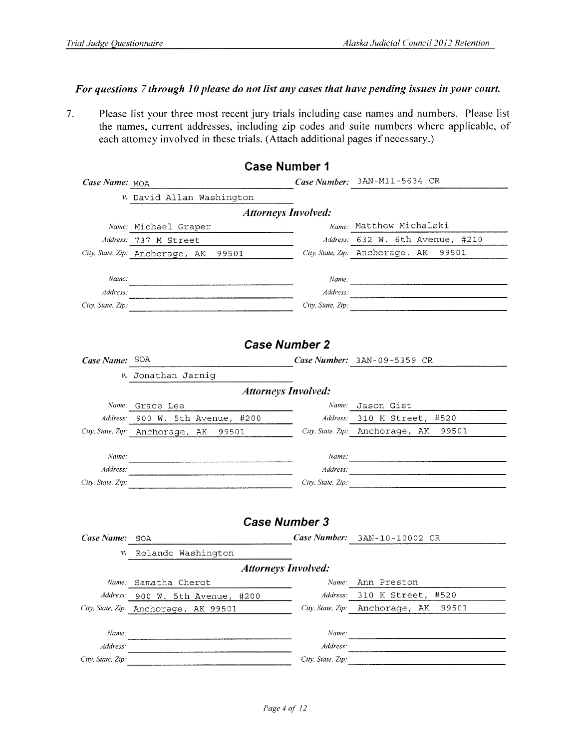***For questions 7 through 10 please do not list any cases that have pending issues in your court.***

7. Please list your three most recent jury trials including case names and numbers. Please list the names, current addresses, including zip codes and suite numbers where applicable, of each attorney involved in these trials. (Attach additional pages if necessary.)

## Case Number 1

***Case Name:*** MOA

*v.* David Allan Washington

***Case Number:*** 3AN-M11-5634 CR

***Attorneys Involved:***

| | | | |
|---|---|---|---|
| *Name:* | Michael Graper | *Name:* | Matthew Michalski |
| *Address:* | 737 M Street | *Address:* | 632 W. 6th Avenue, #210 |
| *City, State, Zip:* | Anchorage, AK 99501 | *City, State, Zip:* | Anchorage, AK 99501 |
| *Name:* | | *Name:* | |
| *Address:* | | *Address:* | |
| *City, State, Zip:* | | *City, State, Zip:* | |

## Case Number 2

***Case Name:*** SOA

*v.* Jonathan Jarnig

***Case Number:*** 3AN-09-5359 CR

***Attorneys Involved:***

| | | | |
|---|---|---|---|
| *Name:* | Grace Lee | *Name:* | Jason Gist |
| *Address:* | 900 W. 5th Avenue, #200 | *Address:* | 310 K Street, #520 |
| *City, State, Zip:* | Anchorage, AK 99501 | *City, State, Zip:* | Anchorage, AK 99501 |
| *Name:* | | *Name:* | |
| *Address:* | | *Address:* | |
| *City, State, Zip:* | | *City, State, Zip:* | |

## Case Number 3

***Case Name:*** SOA

*v.* Rolando Washington

***Case Number:*** 3AN-10-10002 CR

***Attorneys Involved:***

| | | | |
|---|---|---|---|
| *Name:* | Samatha Cherot | *Name:* | Ann Preston |
| *Address:* | 900 W. 5th Avenue, #200 | *Address:* | 310 K Street, #520 |
| *City, State, Zip:* | Anchorage, AK 99501 | *City, State, Zip:* | Anchorage, AK 99501 |
| *Name:* | | *Name:* | |
| *Address:* | | *Address:* | |
| *City, State, Zip:* | | *City, State, Zip:* | |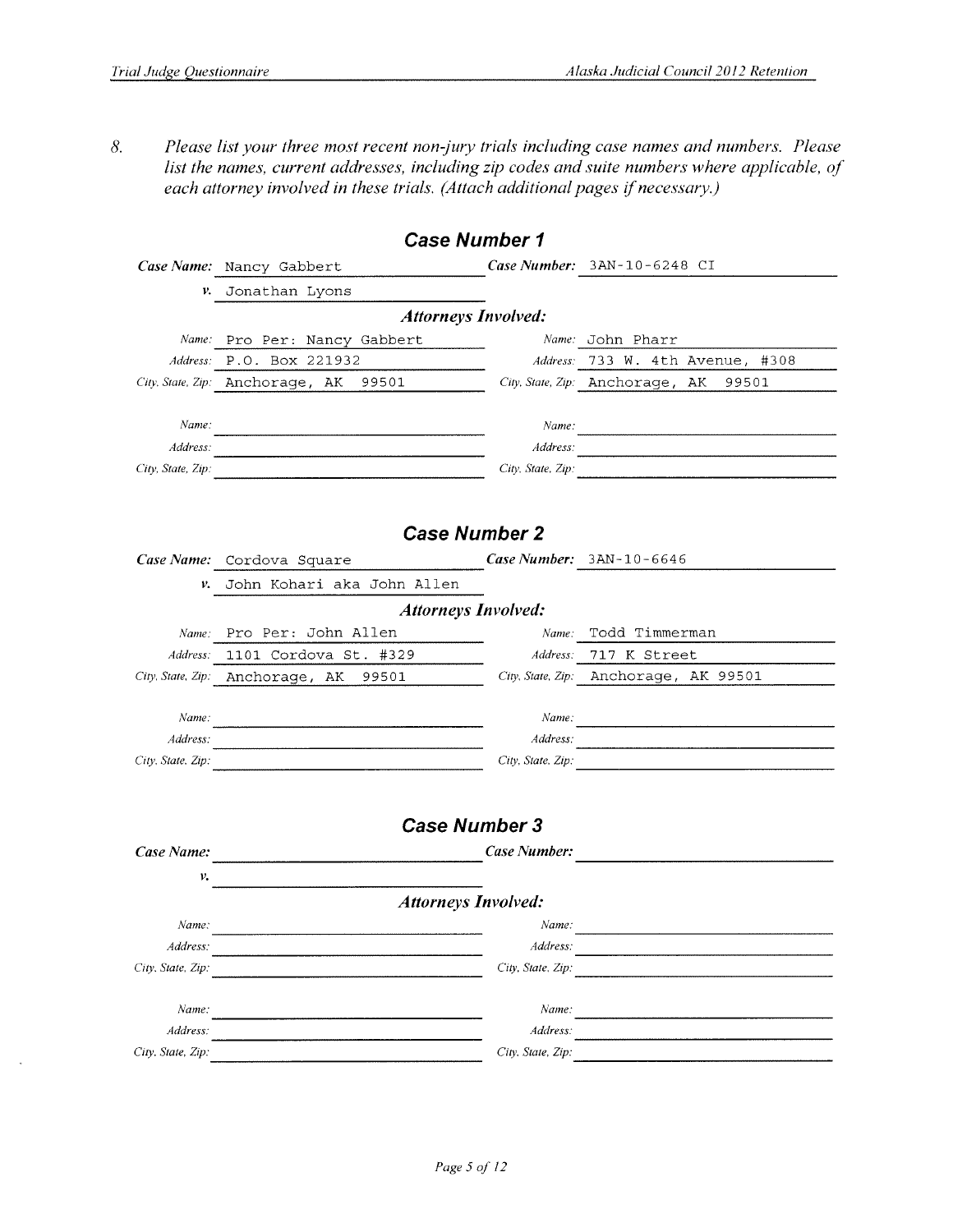8. *Please list your three most recent non-jury trials including case names and numbers. Please list the names, current addresses, including zip codes and suite numbers where applicable, of each attorney involved in these trials. (Attach additional pages if necessary.)*

## Case Number 1

**Case Name:** Nancy Gabbert **Case Number:** 3AN-10-6248 CI

***v.*** Jonathan Lyons

***Attorneys Involved:***

| | | | |
|---|---|---|---|
| *Name:* | Pro Per: Nancy Gabbert | *Name:* | John Pharr |
| *Address:* | P.O. Box 221932 | *Address:* | 733 W. 4th Avenue, #308 |
| *City, State, Zip:* | Anchorage, AK 99501 | *City, State, Zip:* | Anchorage, AK 99501 |
| *Name:* | | *Name:* | |
| *Address:* | | *Address:* | |
| *City, State, Zip:* | | *City, State, Zip:* | |

## Case Number 2

**Case Name:** Cordova Square **Case Number:** 3AN-10-6646

***v.*** John Kohari aka John Allen

***Attorneys Involved:***

| | | | |
|---|---|---|---|
| *Name:* | Pro Per: John Allen | *Name:* | Todd Timmerman |
| *Address:* | 1101 Cordova St. #329 | *Address:* | 717 K Street |
| *City, State, Zip:* | Anchorage, AK 99501 | *City, State, Zip:* | Anchorage, AK 99501 |
| *Name:* | | *Name:* | |
| *Address:* | | *Address:* | |
| *City, State, Zip:* | | *City, State, Zip:* | |

## Case Number 3

**Case Name:** **Case Number:**

***v.***

***Attorneys Involved:***

| | | | |
|---|---|---|---|
| *Name:* | | *Name:* | |
| *Address:* | | *Address:* | |
| *City, State, Zip:* | | *City, State, Zip:* | |
| *Name:* | | *Name:* | |
| *Address:* | | *Address:* | |
| *City, State, Zip:* | | *City, State, Zip:* | |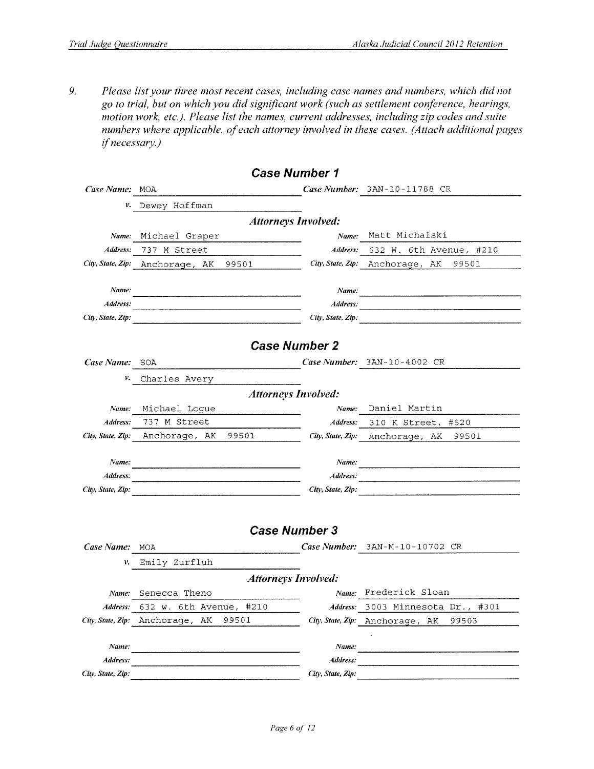9. *Please list your three most recent cases, including case names and numbers, which did not go to trial, but on which you did significant work (such as settlement conference, hearings, motion work, etc.). Please list the names, current addresses, including zip codes and suite numbers where applicable, of each attorney involved in these cases. (Attach additional pages if necessary.)*

## Case Number 1

***Case Name:*** MOA ***v.*** Dewey Hoffman

***Case Number:*** 3AN-10-11788 CR

***Attorneys Involved:***

| | | | |
|---|---|---|---|
| ***Name:*** | Michael Graper | ***Name:*** | Matt Michalski |
| ***Address:*** | 737 M Street | ***Address:*** | 632 W. 6th Avenue, #210 |
| ***City, State, Zip:*** | Anchorage, AK 99501 | ***City, State, Zip:*** | Anchorage, AK 99501 |
| ***Name:*** | | ***Name:*** | |
| ***Address:*** | | ***Address:*** | |
| ***City, State, Zip:*** | | ***City, State, Zip:*** | |

## Case Number 2

***Case Name:*** SOA ***v.*** Charles Avery

***Case Number:*** 3AN-10-4002 CR

***Attorneys Involved:***

| | | | |
|---|---|---|---|
| ***Name:*** | Michael Logue | ***Name:*** | Daniel Martin |
| ***Address:*** | 737 M Street | ***Address:*** | 310 K Street, #520 |
| ***City, State, Zip:*** | Anchorage, AK 99501 | ***City, State, Zip:*** | Anchorage, AK 99501 |
| ***Name:*** | | ***Name:*** | |
| ***Address:*** | | ***Address:*** | |
| ***City, State, Zip:*** | | ***City, State, Zip:*** | |

## Case Number 3

***Case Name:*** MOA ***v.*** Emily Zurfluh

***Case Number:*** 3AN-M-10-10702 CR

***Attorneys Involved:***

| | | | |
|---|---|---|---|
| ***Name:*** | Senecca Theno | ***Name:*** | Frederick Sloan |
| ***Address:*** | 632 w. 6th Avenue, #210 | ***Address:*** | 3003 Minnesota Dr., #301 |
| ***City, State, Zip:*** | Anchorage, AK 99501 | ***City, State, Zip:*** | Anchorage, AK 99503 |
| ***Name:*** | | ***Name:*** | |
| ***Address:*** | | ***Address:*** | |
| ***City, State, Zip:*** | | ***City, State, Zip:*** | |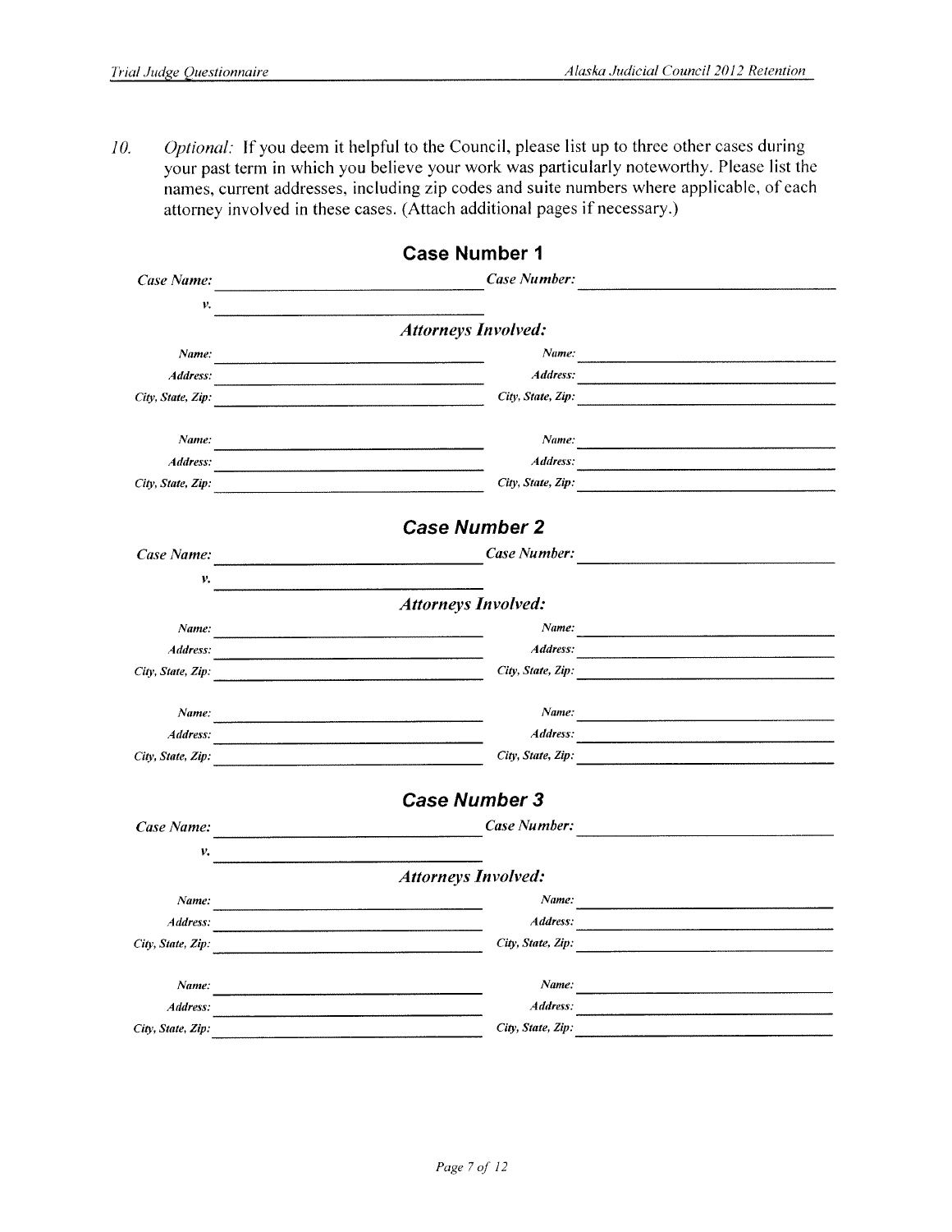10. *Optional:* If you deem it helpful to the Council, please list up to three other cases during your past term in which you believe your work was particularly noteworthy. Please list the names, current addresses, including zip codes and suite numbers where applicable, of each attorney involved in these cases. (Attach additional pages if necessary.)

## Case Number 1

*Case Name:* ______________________ *Case Number:* ______________________

*v.* ______________________

***Attorneys Involved:***

| | | | |
|---|---|---|---|
| *Name:* | | *Name:* | |
| *Address:* | | *Address:* | |
| *City, State, Zip:* | | *City, State, Zip:* | |
| *Name:* | | *Name:* | |
| *Address:* | | *Address:* | |
| *City, State, Zip:* | | *City, State, Zip:* | |

## Case Number 2

*Case Name:* ______________________ *Case Number:* ______________________

*v.* ______________________

***Attorneys Involved:***

| | | | |
|---|---|---|---|
| *Name:* | | *Name:* | |
| *Address:* | | *Address:* | |
| *City, State, Zip:* | | *City, State, Zip:* | |
| *Name:* | | *Name:* | |
| *Address:* | | *Address:* | |
| *City, State, Zip:* | | *City, State, Zip:* | |

## Case Number 3

*Case Name:* ______________________ *Case Number:* ______________________

*v.* ______________________

***Attorneys Involved:***

| | | | |
|---|---|---|---|
| *Name:* | | *Name:* | |
| *Address:* | | *Address:* | |
| *City, State, Zip:* | | *City, State, Zip:* | |
| *Name:* | | *Name:* | |
| *Address:* | | *Address:* | |
| *City, State, Zip:* | | *City, State, Zip:* | |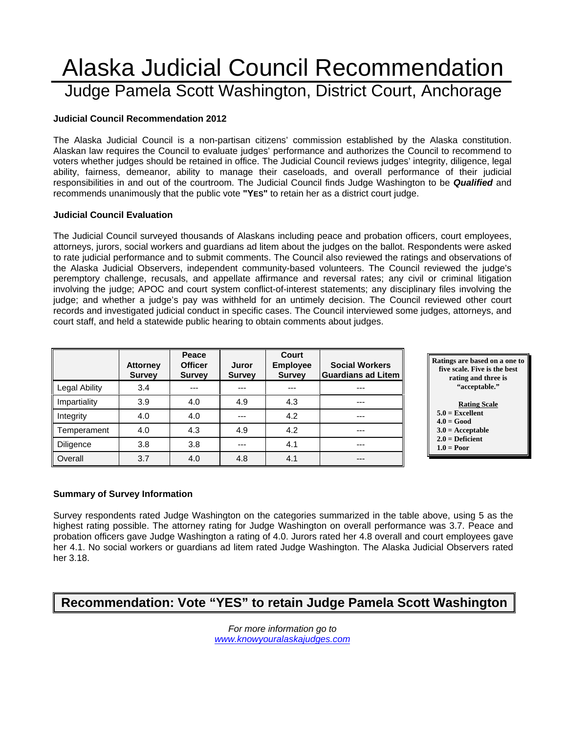# Alaska Judicial Council Recommendation

## Judge Pamela Scott Washington, District Court, Anchorage

### Judicial Council Recommendation 2012

The Alaska Judicial Council is a non-partisan citizens' commission established by the Alaska constitution. Alaskan law requires the Council to evaluate judges' performance and authorizes the Council to recommend to voters whether judges should be retained in office. The Judicial Council reviews judges' integrity, diligence, legal ability, fairness, demeanor, ability to manage their caseloads, and overall performance of their judicial responsibilities in and out of the courtroom. The Judicial Council finds Judge Washington to be ***Qualified*** and recommends unanimously that the public vote **"YES"** to retain her as a district court judge.

### Judicial Council Evaluation

The Judicial Council surveyed thousands of Alaskans including peace and probation officers, court employees, attorneys, jurors, social workers and guardians ad litem about the judges on the ballot. Respondents were asked to rate judicial performance and to submit comments. The Council also reviewed the ratings and observations of the Alaska Judicial Observers, independent community-based volunteers. The Council reviewed the judge's peremptory challenge, recusals, and appellate affirmance and reversal rates; any civil or criminal litigation involving the judge; APOC and court system conflict-of-interest statements; any disciplinary files involving the judge; and whether a judge's pay was withheld for an untimely decision. The Council reviewed other court records and investigated judicial conduct in specific cases. The Council interviewed some judges, attorneys, and court staff, and held a statewide public hearing to obtain comments about judges.

| | Attorney Survey | Peace Officer Survey | Juror Survey | Court Employee Survey | Social Workers Guardians ad Litem |
|---|---|---|---|---|---|
| Legal Ability | 3.4 | --- | --- | --- | --- |
| Impartiality | 3.9 | 4.0 | 4.9 | 4.3 | --- |
| Integrity | 4.0 | 4.0 | --- | 4.2 | --- |
| Temperament | 4.0 | 4.3 | 4.9 | 4.2 | --- |
| Diligence | 3.8 | 3.8 | --- | 4.1 | --- |
| Overall | 3.7 | 4.0 | 4.8 | 4.1 | --- |

**Ratings are based on a one to five scale. Five is the best rating and three is "acceptable."**

**Rating Scale**
**5.0 = Excellent**
**4.0 = Good**
**3.0 = Acceptable**
**2.0 = Deficient**
**1.0 = Poor**

### Summary of Survey Information

Survey respondents rated Judge Washington on the categories summarized in the table above, using 5 as the highest rating possible. The attorney rating for Judge Washington on overall performance was 3.7. Peace and probation officers gave Judge Washington a rating of 4.0. Jurors rated her 4.8 overall and court employees gave her 4.1. No social workers or guardians ad litem rated Judge Washington. The Alaska Judicial Observers rated her 3.18.

## Recommendation: Vote "YES" to retain Judge Pamela Scott Washington

*For more information go to*
*www.knowyouralaskajudges.com*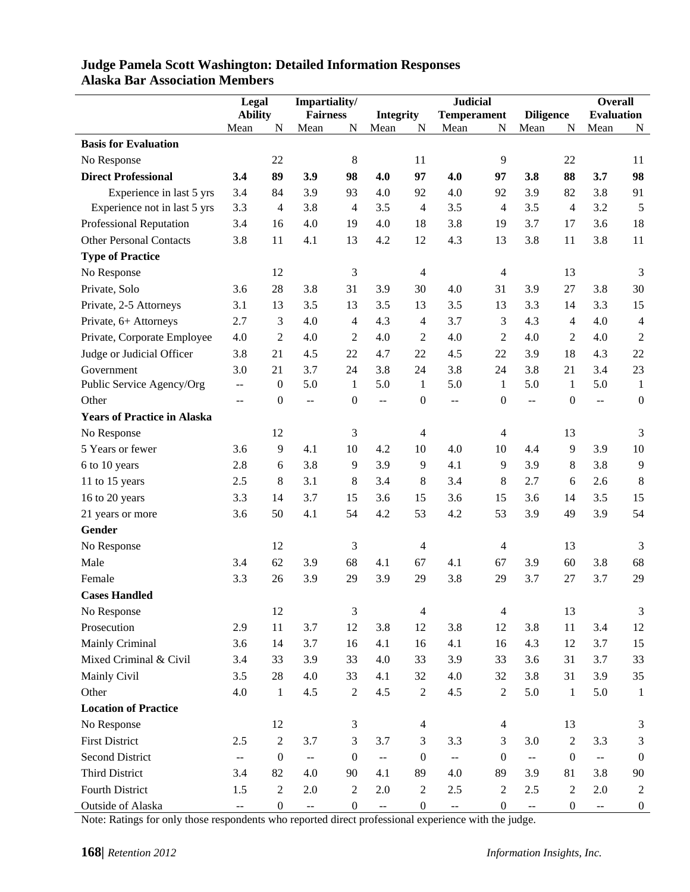**Judge Pamela Scott Washington: Detailed Information Responses**
**Alaska Bar Association Members**

| | Legal Ability | | Impartiality/ Fairness | | Integrity | | Judicial Temperament | | Diligence | | Overall Evaluation | |
|---|---|---|---|---|---|---|---|---|---|---|---|---|
| | Mean | N | Mean | N | Mean | N | Mean | N | Mean | N | Mean | N |
| **Basis for Evaluation** | | | | | | | | | | | | |
| No Response | | 22 | | 8 | | 11 | | 9 | | 22 | | 11 |
| **Direct Professional** | **3.4** | **89** | **3.9** | **98** | **4.0** | **97** | **4.0** | **97** | **3.8** | **88** | **3.7** | **98** |
| Experience in last 5 yrs | 3.4 | 84 | 3.9 | 93 | 4.0 | 92 | 4.0 | 92 | 3.9 | 82 | 3.8 | 91 |
| Experience not in last 5 yrs | 3.3 | 4 | 3.8 | 4 | 3.5 | 4 | 3.5 | 4 | 3.5 | 4 | 3.2 | 5 |
| Professional Reputation | 3.4 | 16 | 4.0 | 19 | 4.0 | 18 | 3.8 | 19 | 3.7 | 17 | 3.6 | 18 |
| Other Personal Contacts | 3.8 | 11 | 4.1 | 13 | 4.2 | 12 | 4.3 | 13 | 3.8 | 11 | 3.8 | 11 |
| **Type of Practice** | | | | | | | | | | | | |
| No Response | | 12 | | 3 | | 4 | | 4 | | 13 | | 3 |
| Private, Solo | 3.6 | 28 | 3.8 | 31 | 3.9 | 30 | 4.0 | 31 | 3.9 | 27 | 3.8 | 30 |
| Private, 2-5 Attorneys | 3.1 | 13 | 3.5 | 13 | 3.5 | 13 | 3.5 | 13 | 3.3 | 14 | 3.3 | 15 |
| Private, 6+ Attorneys | 2.7 | 3 | 4.0 | 4 | 4.3 | 4 | 3.7 | 3 | 4.3 | 4 | 4.0 | 4 |
| Private, Corporate Employee | 4.0 | 2 | 4.0 | 2 | 4.0 | 2 | 4.0 | 2 | 4.0 | 2 | 4.0 | 2 |
| Judge or Judicial Officer | 3.8 | 21 | 4.5 | 22 | 4.7 | 22 | 4.5 | 22 | 3.9 | 18 | 4.3 | 22 |
| Government | 3.0 | 21 | 3.7 | 24 | 3.8 | 24 | 3.8 | 24 | 3.8 | 21 | 3.4 | 23 |
| Public Service Agency/Org | -- | 0 | 5.0 | 1 | 5.0 | 1 | 5.0 | 1 | 5.0 | 1 | 5.0 | 1 |
| Other | -- | 0 | -- | 0 | -- | 0 | -- | 0 | -- | 0 | -- | 0 |
| **Years of Practice in Alaska** | | | | | | | | | | | | |
| No Response | | 12 | | 3 | | 4 | | 4 | | 13 | | 3 |
| 5 Years or fewer | 3.6 | 9 | 4.1 | 10 | 4.2 | 10 | 4.0 | 10 | 4.4 | 9 | 3.9 | 10 |
| 6 to 10 years | 2.8 | 6 | 3.8 | 9 | 3.9 | 9 | 4.1 | 9 | 3.9 | 8 | 3.8 | 9 |
| 11 to 15 years | 2.5 | 8 | 3.1 | 8 | 3.4 | 8 | 3.4 | 8 | 2.7 | 6 | 2.6 | 8 |
| 16 to 20 years | 3.3 | 14 | 3.7 | 15 | 3.6 | 15 | 3.6 | 15 | 3.6 | 14 | 3.5 | 15 |
| 21 years or more | 3.6 | 50 | 4.1 | 54 | 4.2 | 53 | 4.2 | 53 | 3.9 | 49 | 3.9 | 54 |
| **Gender** | | | | | | | | | | | | |
| No Response | | 12 | | 3 | | 4 | | 4 | | 13 | | 3 |
| Male | 3.4 | 62 | 3.9 | 68 | 4.1 | 67 | 4.1 | 67 | 3.9 | 60 | 3.8 | 68 |
| Female | 3.3 | 26 | 3.9 | 29 | 3.9 | 29 | 3.8 | 29 | 3.7 | 27 | 3.7 | 29 |
| **Cases Handled** | | | | | | | | | | | | |
| No Response | | 12 | | 3 | | 4 | | 4 | | 13 | | 3 |
| Prosecution | 2.9 | 11 | 3.7 | 12 | 3.8 | 12 | 3.8 | 12 | 3.8 | 11 | 3.4 | 12 |
| Mainly Criminal | 3.6 | 14 | 3.7 | 16 | 4.1 | 16 | 4.1 | 16 | 4.3 | 12 | 3.7 | 15 |
| Mixed Criminal & Civil | 3.4 | 33 | 3.9 | 33 | 4.0 | 33 | 3.9 | 33 | 3.6 | 31 | 3.7 | 33 |
| Mainly Civil | 3.5 | 28 | 4.0 | 33 | 4.1 | 32 | 4.0 | 32 | 3.8 | 31 | 3.9 | 35 |
| Other | 4.0 | 1 | 4.5 | 2 | 4.5 | 2 | 4.5 | 2 | 5.0 | 1 | 5.0 | 1 |
| **Location of Practice** | | | | | | | | | | | | |
| No Response | | 12 | | 3 | | 4 | | 4 | | 13 | | 3 |
| First District | 2.5 | 2 | 3.7 | 3 | 3.7 | 3 | 3.3 | 3 | 3.0 | 2 | 3.3 | 3 |
| Second District | -- | 0 | -- | 0 | -- | 0 | -- | 0 | -- | 0 | -- | 0 |
| Third District | 3.4 | 82 | 4.0 | 90 | 4.1 | 89 | 4.0 | 89 | 3.9 | 81 | 3.8 | 90 |
| Fourth District | 1.5 | 2 | 2.0 | 2 | 2.0 | 2 | 2.5 | 2 | 2.5 | 2 | 2.0 | 2 |
| Outside of Alaska | -- | 0 | -- | 0 | -- | 0 | -- | 0 | -- | 0 | -- | 0 |

Note: Ratings for only those respondents who reported direct professional experience with the judge.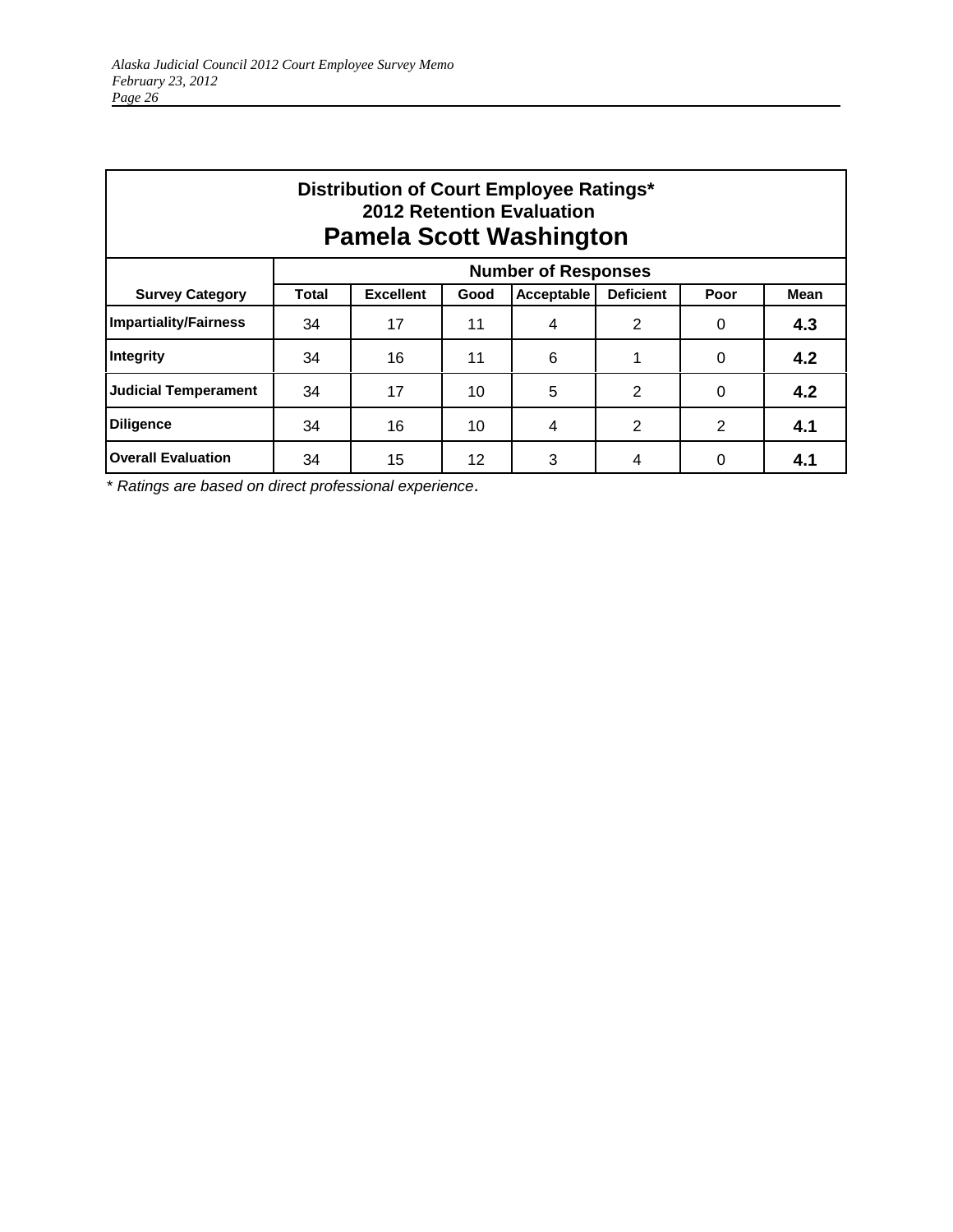## Distribution of Court Employee Ratings*
### 2012 Retention Evaluation
# Pamela Scott Washington

| Survey Category | Number of Responses | | | | | | |
|---|---|---|---|---|---|---|---|
| | Total | Excellent | Good | Acceptable | Deficient | Poor | Mean |
| Impartiality/Fairness | 34 | 17 | 11 | 4 | 2 | 0 | **4.3** |
| Integrity | 34 | 16 | 11 | 6 | 1 | 0 | **4.2** |
| Judicial Temperament | 34 | 17 | 10 | 5 | 2 | 0 | **4.2** |
| Diligence | 34 | 16 | 10 | 4 | 2 | 2 | **4.1** |
| Overall Evaluation | 34 | 15 | 12 | 3 | 4 | 0 | **4.1** |

*\* Ratings are based on direct professional experience.*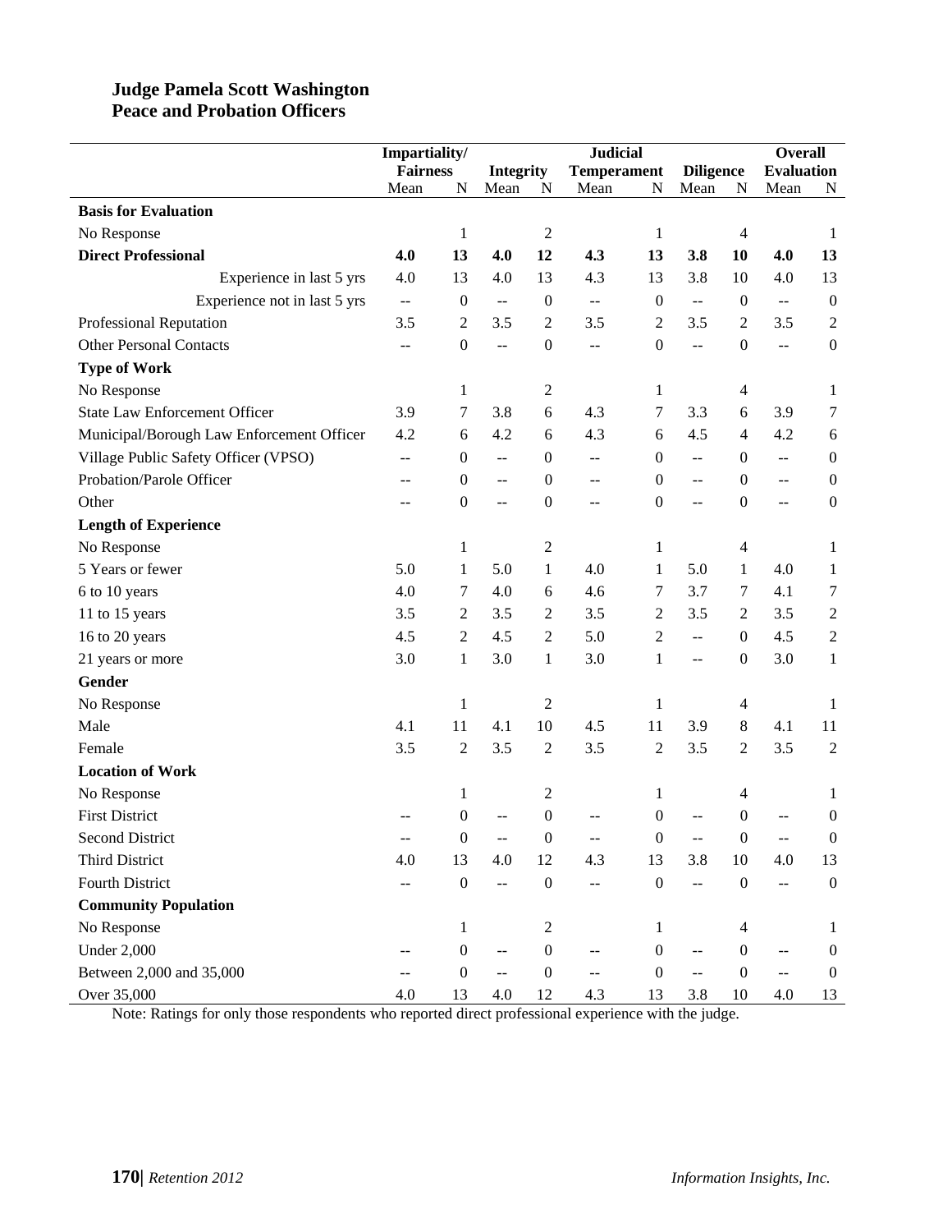**Judge Pamela Scott Washington**
**Peace and Probation Officers**

| | Impartiality/ Fairness | | Integrity | | Judicial Temperament | | Diligence | | Overall Evaluation | |
|---|---|---|---|---|---|---|---|---|---|---|
| | Mean | N | Mean | N | Mean | N | Mean | N | Mean | N |
| **Basis for Evaluation** | | | | | | | | | | |
| No Response | | 1 | | 2 | | 1 | | 4 | | 1 |
| **Direct Professional** | **4.0** | **13** | **4.0** | **12** | **4.3** | **13** | **3.8** | **10** | **4.0** | **13** |
| Experience in last 5 yrs | 4.0 | 13 | 4.0 | 13 | 4.3 | 13 | 3.8 | 10 | 4.0 | 13 |
| Experience not in last 5 yrs | -- | 0 | -- | 0 | -- | 0 | -- | 0 | -- | 0 |
| Professional Reputation | 3.5 | 2 | 3.5 | 2 | 3.5 | 2 | 3.5 | 2 | 3.5 | 2 |
| Other Personal Contacts | -- | 0 | -- | 0 | -- | 0 | -- | 0 | -- | 0 |
| **Type of Work** | | | | | | | | | | |
| No Response | | 1 | | 2 | | 1 | | 4 | | 1 |
| State Law Enforcement Officer | 3.9 | 7 | 3.8 | 6 | 4.3 | 7 | 3.3 | 6 | 3.9 | 7 |
| Municipal/Borough Law Enforcement Officer | 4.2 | 6 | 4.2 | 6 | 4.3 | 6 | 4.5 | 4 | 4.2 | 6 |
| Village Public Safety Officer (VPSO) | -- | 0 | -- | 0 | -- | 0 | -- | 0 | -- | 0 |
| Probation/Parole Officer | -- | 0 | -- | 0 | -- | 0 | -- | 0 | -- | 0 |
| Other | -- | 0 | -- | 0 | -- | 0 | -- | 0 | -- | 0 |
| **Length of Experience** | | | | | | | | | | |
| No Response | | 1 | | 2 | | 1 | | 4 | | 1 |
| 5 Years or fewer | 5.0 | 1 | 5.0 | 1 | 4.0 | 1 | 5.0 | 1 | 4.0 | 1 |
| 6 to 10 years | 4.0 | 7 | 4.0 | 6 | 4.6 | 7 | 3.7 | 7 | 4.1 | 7 |
| 11 to 15 years | 3.5 | 2 | 3.5 | 2 | 3.5 | 2 | 3.5 | 2 | 3.5 | 2 |
| 16 to 20 years | 4.5 | 2 | 4.5 | 2 | 5.0 | 2 | -- | 0 | 4.5 | 2 |
| 21 years or more | 3.0 | 1 | 3.0 | 1 | 3.0 | 1 | -- | 0 | 3.0 | 1 |
| **Gender** | | | | | | | | | | |
| No Response | | 1 | | 2 | | 1 | | 4 | | 1 |
| Male | 4.1 | 11 | 4.1 | 10 | 4.5 | 11 | 3.9 | 8 | 4.1 | 11 |
| Female | 3.5 | 2 | 3.5 | 2 | 3.5 | 2 | 3.5 | 2 | 3.5 | 2 |
| **Location of Work** | | | | | | | | | | |
| No Response | | 1 | | 2 | | 1 | | 4 | | 1 |
| First District | -- | 0 | -- | 0 | -- | 0 | -- | 0 | -- | 0 |
| Second District | -- | 0 | -- | 0 | -- | 0 | -- | 0 | -- | 0 |
| Third District | 4.0 | 13 | 4.0 | 12 | 4.3 | 13 | 3.8 | 10 | 4.0 | 13 |
| Fourth District | -- | 0 | -- | 0 | -- | 0 | -- | 0 | -- | 0 |
| **Community Population** | | | | | | | | | | |
| No Response | | 1 | | 2 | | 1 | | 4 | | 1 |
| Under 2,000 | -- | 0 | -- | 0 | -- | 0 | -- | 0 | -- | 0 |
| Between 2,000 and 35,000 | -- | 0 | -- | 0 | -- | 0 | -- | 0 | -- | 0 |
| Over 35,000 | 4.0 | 13 | 4.0 | 12 | 4.3 | 13 | 3.8 | 10 | 4.0 | 13 |

Note: Ratings for only those respondents who reported direct professional experience with the judge.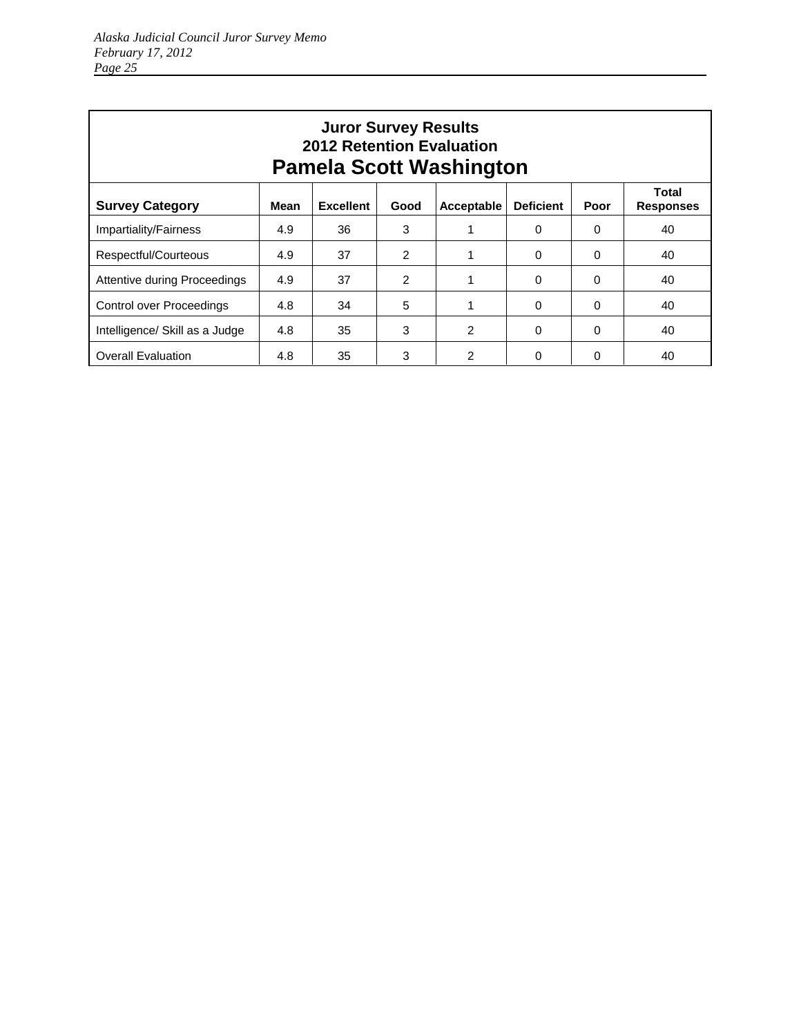## Juror Survey Results
## 2012 Retention Evaluation
# Pamela Scott Washington

| Survey Category | Mean | Excellent | Good | Acceptable | Deficient | Poor | Total Responses |
|---|---|---|---|---|---|---|---|
| Impartiality/Fairness | 4.9 | 36 | 3 | 1 | 0 | 0 | 40 |
| Respectful/Courteous | 4.9 | 37 | 2 | 1 | 0 | 0 | 40 |
| Attentive during Proceedings | 4.9 | 37 | 2 | 1 | 0 | 0 | 40 |
| Control over Proceedings | 4.8 | 34 | 5 | 1 | 0 | 0 | 40 |
| Intelligence/ Skill as a Judge | 4.8 | 35 | 3 | 2 | 0 | 0 | 40 |
| Overall Evaluation | 4.8 | 35 | 3 | 2 | 0 | 0 | 40 |